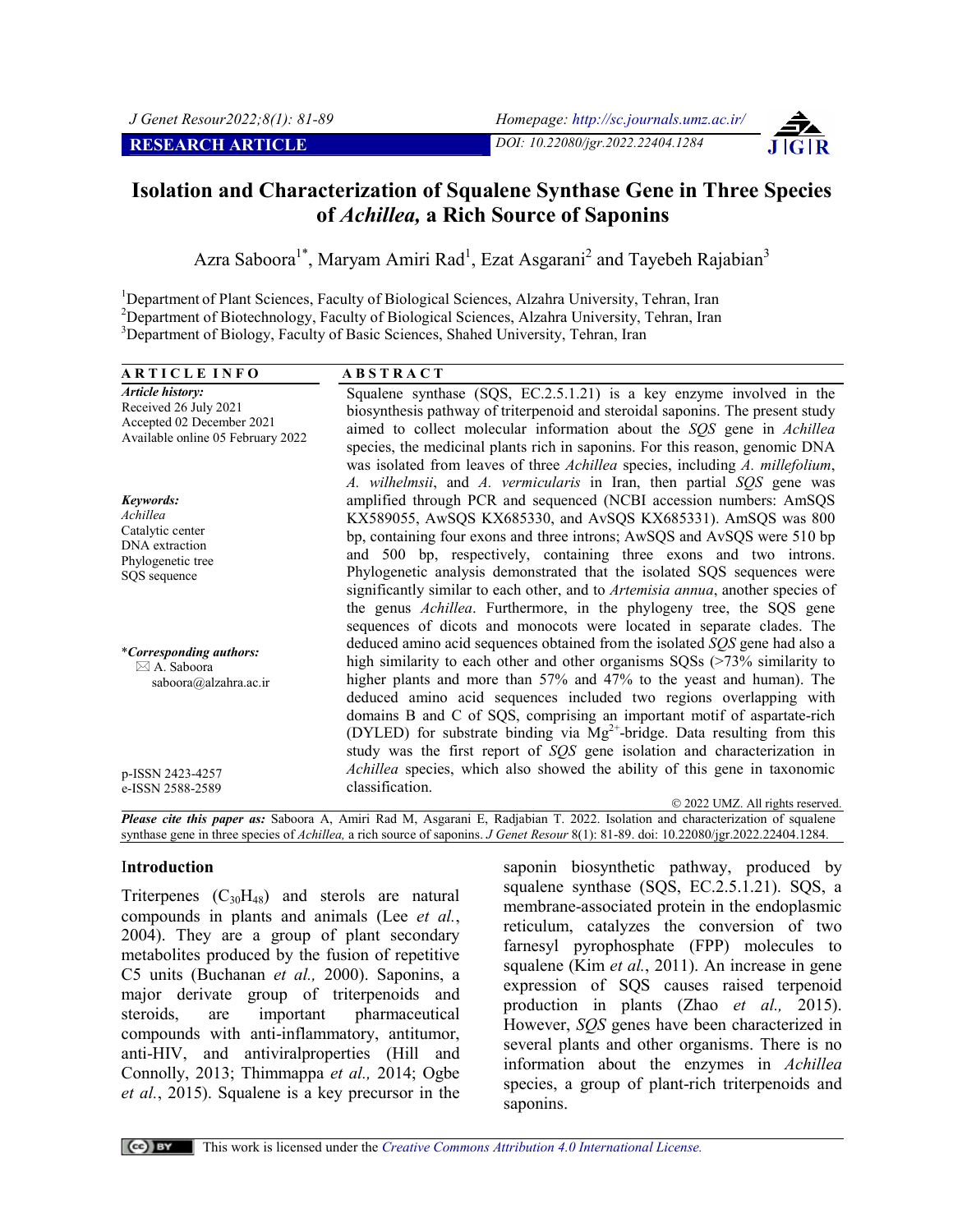RESEARCH ARTICLE

# Isolation and Characterization of Squalene Synthase Gene in Three Species of *Achillea,* a Rich Source of Saponins

Azra Saboora[1*], Maryam Amiri Rad[1], Ezat Asgarani[2] and Tayebeh Rajabian[3]

[1]Department of Plant Sciences, Faculty of Biological Sciences, Alzahra University, Tehran, Iran
[2]Department of Biotechnology, Faculty of Biological Sciences, Alzahra University, Tehran, Iran
[3]Department of Biology, Faculty of Basic Sciences, Shahed University, Tehran, Iran

**ARTICLE INFO**

***Article history:***
Received 26 July 2021
Accepted 02 December 2021
Available online 05 February 2022

***Keywords:***
*Achillea*
Catalytic center
DNA extraction
Phylogenetic tree
SQS sequence

***Corresponding authors:**
A. Saboora
saboora@alzahra.ac.ir

p-ISSN 2423-4257
e-ISSN 2588-2589

**ABSTRACT**

Squalene synthase (SQS, EC.2.5.1.21) is a key enzyme involved in the biosynthesis pathway of triterpenoid and steroidal saponins. The present study aimed to collect molecular information about the *SQS* gene in *Achillea* species, the medicinal plants rich in saponins. For this reason, genomic DNA was isolated from leaves of three *Achillea* species, including *A. millefolium*, *A. wilhelmsii*, and *A. vermicularis* in Iran, then partial *SQS* gene was amplified through PCR and sequenced (NCBI accession numbers: AmSQS KX589055, AwSQS KX685330, and AvSQS KX685331). AmSQS was 800 bp, containing four exons and three introns; AwSQS and AvSQS were 510 bp and 500 bp, respectively, containing three exons and two introns. Phylogenetic analysis demonstrated that the isolated SQS sequences were significantly similar to each other, and to *Artemisia annua*, another species of the genus *Achillea*. Furthermore, in the phylogeny tree, the SQS gene sequences of dicots and monocots were located in separate clades. The deduced amino acid sequences obtained from the isolated *SQS* gene had also a high similarity to each other and other organisms SQSs (>73% similarity to higher plants and more than 57% and 47% to the yeast and human). The deduced amino acid sequences included two regions overlapping with domains B and C of SQS, comprising an important motif of aspartate-rich (DYLED) for substrate binding via $Mg^{2+}$-bridge. Data resulting from this study was the first report of *SQS* gene isolation and characterization in *Achillea* species, which also showed the ability of this gene in taxonomic classification.

© 2022 UMZ. All rights reserved.

***Please cite this paper as:*** Saboora A, Amiri Rad M, Asgarani E, Radjabian T. 2022. Isolation and characterization of squalene synthase gene in three species of *Achillea,* a rich source of saponins. *J Genet Resour* 8(1): 81-89. doi: 10.22080/jgr.2022.22404.1284.

## Introduction

Triterpenes ($C_{30}H_{48}$) and sterols are natural compounds in plants and animals (Lee *et al.*, 2004). They are a group of plant secondary metabolites produced by the fusion of repetitive C5 units (Buchanan *et al.,* 2000). Saponins, a major derivate group of triterpenoids and steroids, are important pharmaceutical compounds with anti-inflammatory, antitumor, anti-HIV, and antiviralproperties (Hill and Connolly, 2013; Thimmappa *et al.,* 2014; Ogbe *et al.*, 2015). Squalene is a key precursor in the saponin biosynthetic pathway, produced by squalene synthase (SQS, EC.2.5.1.21). SQS, a membrane-associated protein in the endoplasmic reticulum, catalyzes the conversion of two farnesyl pyrophosphate (FPP) molecules to squalene (Kim *et al.*, 2011). An increase in gene expression of SQS causes raised terpenoid production in plants (Zhao *et al.,* 2015). However, *SQS* genes have been characterized in several plants and other organisms. There is no information about the enzymes in *Achillea* species, a group of plant-rich triterpenoids and saponins.

This work is licensed under the *Creative Commons Attribution 4.0 International License.*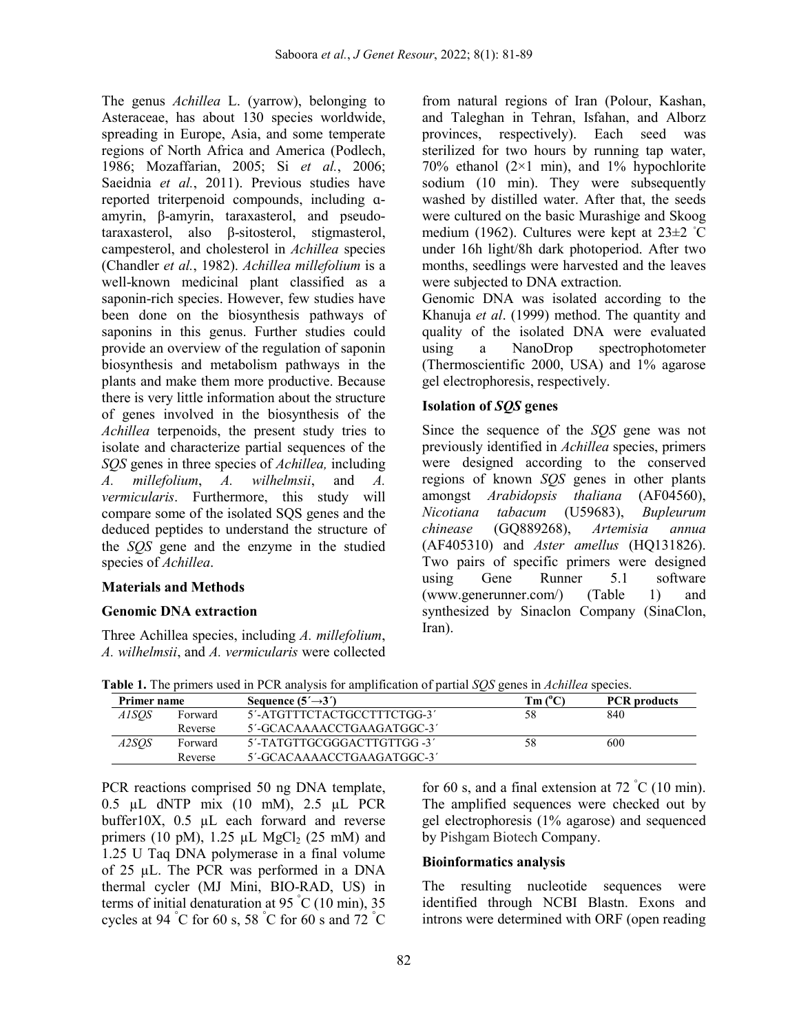The genus *Achillea* L. (yarrow), belonging to Asteraceae, has about 130 species worldwide, spreading in Europe, Asia, and some temperate regions of North Africa and America (Podlech, 1986; Mozaffarian, 2005; Si *et al.*, 2006; Saeidnia *et al.*, 2011). Previous studies have reported triterpenoid compounds, including α-amyrin, β-amyrin, taraxasterol, and pseudo-taraxasterol, also β-sitosterol, stigmasterol, campesterol, and cholesterol in *Achillea* species (Chandler *et al.*, 1982). *Achillea millefolium* is a well-known medicinal plant classified as a saponin-rich species. However, few studies have been done on the biosynthesis pathways of saponins in this genus. Further studies could provide an overview of the regulation of saponin biosynthesis and metabolism pathways in the plants and make them more productive. Because there is very little information about the structure of genes involved in the biosynthesis of the *Achillea* terpenoids, the present study tries to isolate and characterize partial sequences of the *SQS* genes in three species of *Achillea,* including *A. millefolium*, *A. wilhelmsii*, and *A. vermicularis*. Furthermore, this study will compare some of the isolated SQS genes and the deduced peptides to understand the structure of the *SQS* gene and the enzyme in the studied species of *Achillea*.

## Materials and Methods

### Genomic DNA extraction

Three Achillea species, including *A. millefolium*, *A. wilhelmsii*, and *A. vermicularis* were collected from natural regions of Iran (Polour, Kashan, and Taleghan in Tehran, Isfahan, and Alborz provinces, respectively). Each seed was sterilized for two hours by running tap water, 70% ethanol (2×1 min), and 1% hypochlorite sodium (10 min). They were subsequently washed by distilled water. After that, the seeds were cultured on the basic Murashige and Skoog medium (1962). Cultures were kept at 23±2 °C under 16h light/8h dark photoperiod. After two months, seedlings were harvested and the leaves were subjected to DNA extraction.

Genomic DNA was isolated according to the Khanuja *et al*. (1999) method. The quantity and quality of the isolated DNA were evaluated using a NanoDrop spectrophotometer (Thermoscientific 2000, USA) and 1% agarose gel electrophoresis, respectively.

### Isolation of *SQS* genes

Since the sequence of the *SQS* gene was not previously identified in *Achillea* species, primers were designed according to the conserved regions of known *SQS* genes in other plants amongst *Arabidopsis thaliana* (AF04560), *Nicotiana tabacum* (U59683), *Bupleurum chinease* (GQ889268), *Artemisia annua* (AF405310) and *Aster amellus* (HQ131826). Two pairs of specific primers were designed using Gene Runner 5.1 software (www.generunner.com/) (Table 1) and synthesized by Sinaclon Company (SinaClon, Iran).

**Table 1.** The primers used in PCR analysis for amplification of partial *SQS* genes in *Achillea* species.

| Primer name | | Sequence (5´→3´) | Tm (°C) | PCR products |
|---|---|---|---|---|
| *A1SQS* | Forward | 5´-ATGTTTCTACTGCCTTTCTGG-3´ | 58 | 840 |
| | Reverse | 5´-GCACAAAACCTGAAGATGGC-3´ | | |
| *A2SQS* | Forward | 5´-TATGTTGCGGGACTTGTTGG -3´ | 58 | 600 |
| | Reverse | 5´-GCACAAAACCTGAAGATGGC-3´ | | |

PCR reactions comprised 50 ng DNA template, 0.5 µL dNTP mix (10 mM), 2.5 µL PCR buffer10X, 0.5 µL each forward and reverse primers (10 pM), 1.25 µL $MgCl_2$ (25 mM) and 1.25 U Taq DNA polymerase in a final volume of 25 µL. The PCR was performed in a DNA thermal cycler (MJ Mini, BIO-RAD, US) in terms of initial denaturation at 95 °C (10 min), 35 cycles at 94 °C for 60 s, 58 °C for 60 s and 72 °C for 60 s, and a final extension at 72 °C (10 min). The amplified sequences were checked out by gel electrophoresis (1% agarose) and sequenced by Pishgam Biotech Company.

### Bioinformatics analysis

The resulting nucleotide sequences were identified through NCBI Blastn. Exons and introns were determined with ORF (open reading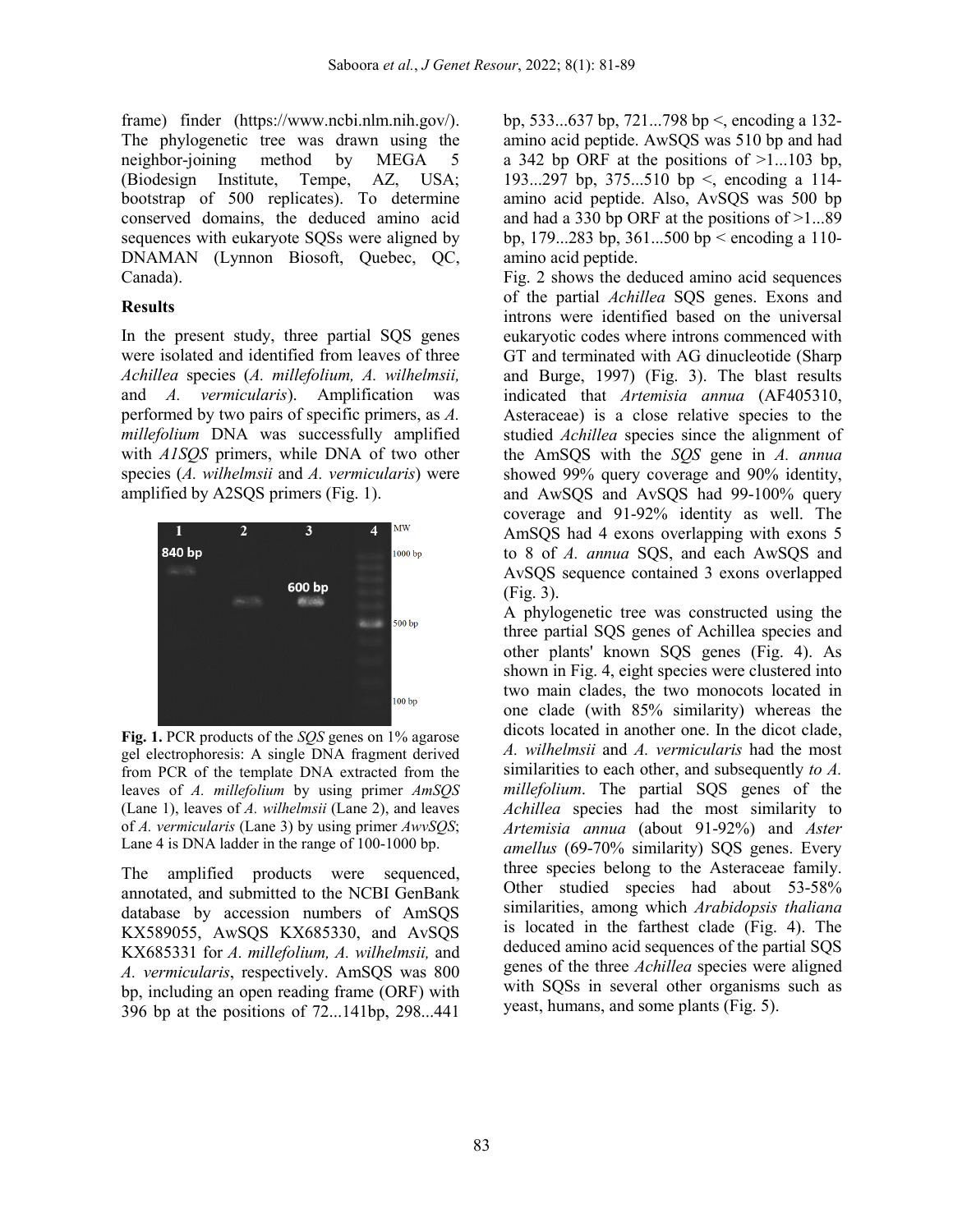frame) finder (https://www.ncbi.nlm.nih.gov/). The phylogenetic tree was drawn using the neighbor-joining method by MEGA 5 (Biodesign Institute, Tempe, AZ, USA; bootstrap of 500 replicates). To determine conserved domains, the deduced amino acid sequences with eukaryote SQSs were aligned by DNAMAN (Lynnon Biosoft, Quebec, QC, Canada).

## Results

In the present study, three partial SQS genes were isolated and identified from leaves of three *Achillea* species (*A. millefolium, A. wilhelmsii,* and *A. vermicularis*). Amplification was performed by two pairs of specific primers, as *A. millefolium* DNA was successfully amplified with *A1SQS* primers, while DNA of two other species (*A. wilhelmsii* and *A. vermicularis*) were amplified by A2SQS primers (Fig. 1).

1 2 3 4 MW
840 bp
600 bp
1000 bp
500 bp
100 bp

**Fig. 1.** PCR products of the *SQS* genes on 1% agarose gel electrophoresis: A single DNA fragment derived from PCR of the template DNA extracted from the leaves of *A. millefolium* by using primer *AmSQS* (Lane 1), leaves of *A. wilhelmsii* (Lane 2), and leaves of *A. vermicularis* (Lane 3) by using primer *AwvSQS*; Lane 4 is DNA ladder in the range of 100-1000 bp.

The amplified products were sequenced, annotated, and submitted to the NCBI GenBank database by accession numbers of AmSQS KX589055, AwSQS KX685330, and AvSQS KX685331 for *A. millefolium, A. wilhelmsii,* and *A. vermicularis*, respectively. AmSQS was 800 bp, including an open reading frame (ORF) with 396 bp at the positions of 72...141bp, 298...441 bp, 533...637 bp, 721...798 bp <, encoding a 132-amino acid peptide. AwSQS was 510 bp and had a 342 bp ORF at the positions of >1...103 bp, 193...297 bp, 375...510 bp <, encoding a 114-amino acid peptide. Also, AvSQS was 500 bp and had a 330 bp ORF at the positions of >1...89 bp, 179...283 bp, 361...500 bp < encoding a 110-amino acid peptide.

Fig. 2 shows the deduced amino acid sequences of the partial *Achillea* SQS genes. Exons and introns were identified based on the universal eukaryotic codes where introns commenced with GT and terminated with AG dinucleotide (Sharp and Burge, 1997) (Fig. 3). The blast results indicated that *Artemisia annua* (AF405310, Asteraceae) is a close relative species to the studied *Achillea* species since the alignment of the AmSQS with the *SQS* gene in *A. annua* showed 99% query coverage and 90% identity, and AwSQS and AvSQS had 99-100% query coverage and 91-92% identity as well. The AmSQS had 4 exons overlapping with exons 5 to 8 of *A. annua* SQS, and each AwSQS and AvSQS sequence contained 3 exons overlapped (Fig. 3).

A phylogenetic tree was constructed using the three partial SQS genes of Achillea species and other plants' known SQS genes (Fig. 4). As shown in Fig. 4, eight species were clustered into two main clades, the two monocots located in one clade (with 85% similarity) whereas the dicots located in another one. In the dicot clade, *A. wilhelmsii* and *A. vermicularis* had the most similarities to each other, and subsequently *to A. millefolium*. The partial SQS genes of the *Achillea* species had the most similarity to *Artemisia annua* (about 91-92%) and *Aster amellus* (69-70% similarity) SQS genes. Every three species belong to the Asteraceae family. Other studied species had about 53-58% similarities, among which *Arabidopsis thaliana* is located in the farthest clade (Fig. 4). The deduced amino acid sequences of the partial SQS genes of the three *Achillea* species were aligned with SQSs in several other organisms such as yeast, humans, and some plants (Fig. 5).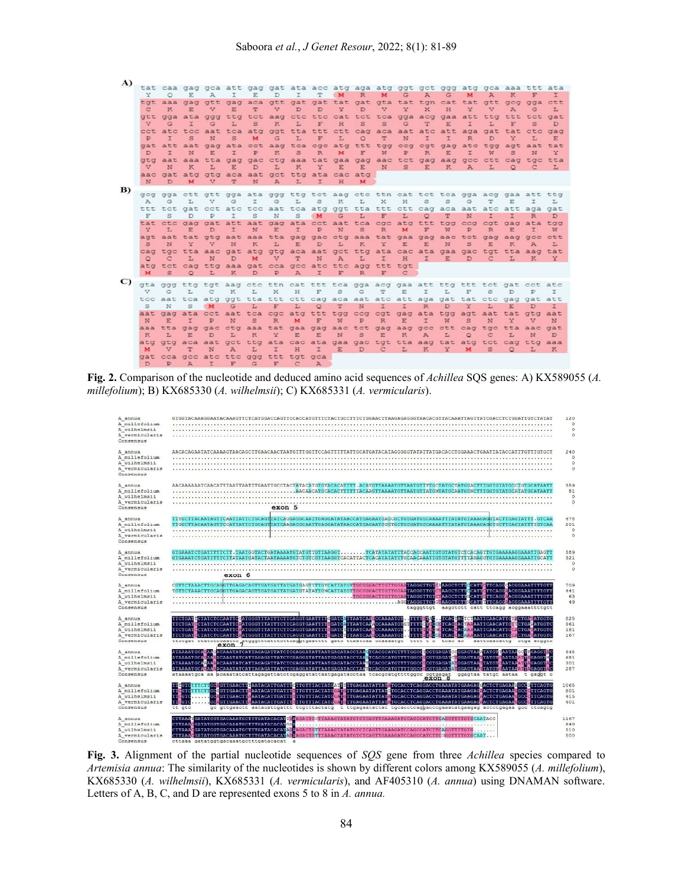**Fig. 2.** Comparison of the nucleotide and deduced amino acid sequences of *Achillea* SQS genes: A) KX589055 (*A. millefolium*); B) KX685330 (*A. wilhelmsii*); C) KX685331 (*A. vermicularis*).

**Fig. 3.** Alignment of the partial nucleotide sequences of *SQS* gene from three *Achillea* species compared to *Artemisia annua*: The similarity of the nucleotides is shown by different colors among KX589055 (*A. millefolium*), KX685330 (*A. wilhelmsii*), KX685331 (*A. vermicularis*), and AF405310 (*A. annua*) using DNAMAN software. Letters of A, B, C, and D are represented exons 5 to 8 in *A. annua.*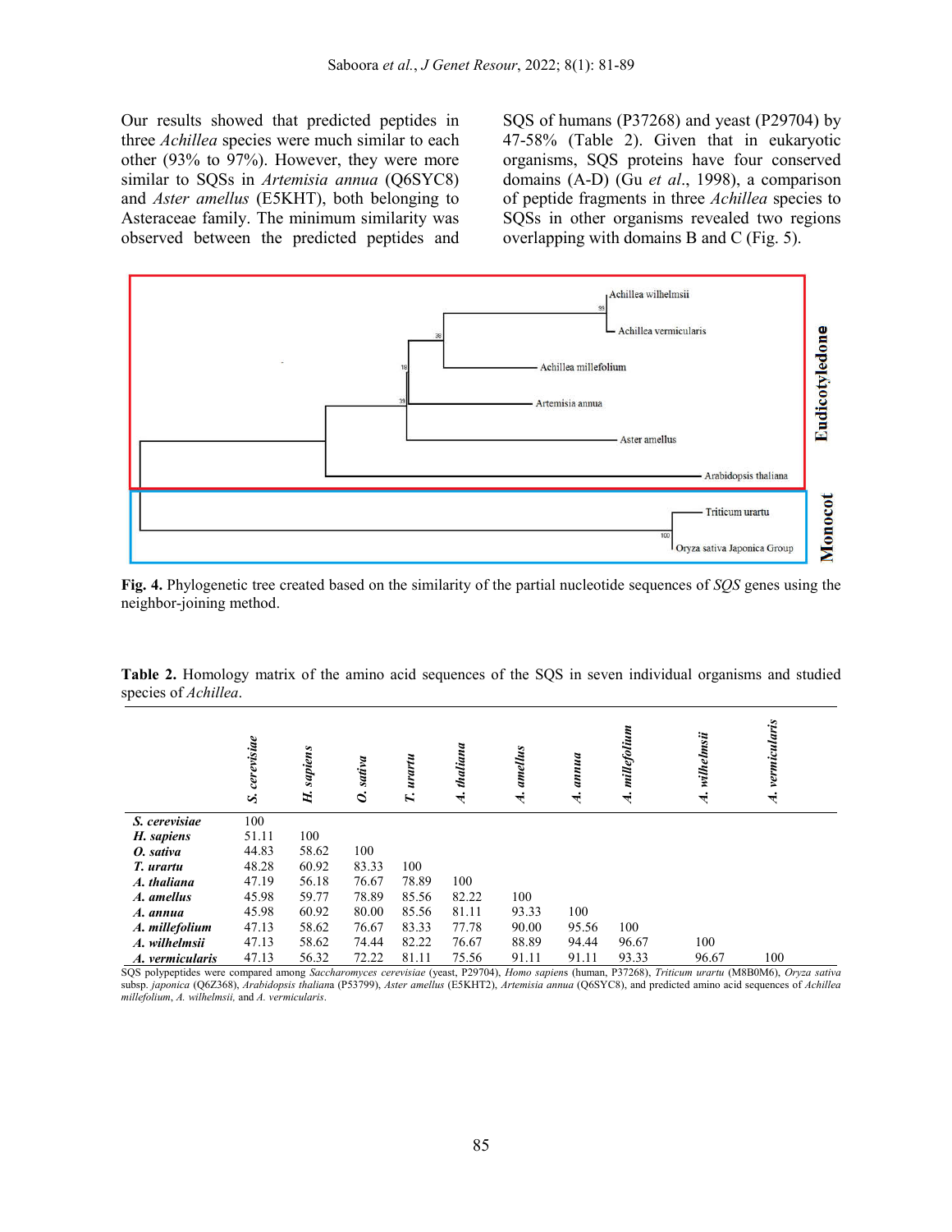Our results showed that predicted peptides in three *Achillea* species were much similar to each other (93% to 97%). However, they were more similar to SQSs in *Artemisia annua* (Q6SYC8) and *Aster amellus* (E5KHT), both belonging to Asteraceae family. The minimum similarity was observed between the predicted peptides and SQS of humans (P37268) and yeast (P29704) by 47-58% (Table 2). Given that in eukaryotic organisms, SQS proteins have four conserved domains (A-D) (Gu *et al*., 1998), a comparison of peptide fragments in three *Achillea* species to SQSs in other organisms revealed two regions overlapping with domains B and C (Fig. 5).

Achillea wilhelmsii
99
Achillea vermicularis
38
Achillea millefolium
18
39
Artemisia annua
Aster amellus
Arabidopsis thaliana
Eudicotyledone
Triticum urartu
100
Oryza sativa Japonica Group
Monocot

**Fig. 4.** Phylogenetic tree created based on the similarity of the partial nucleotide sequences of *SQS* genes using the neighbor-joining method.

**Table 2.** Homology matrix of the amino acid sequences of the SQS in seven individual organisms and studied species of *Achillea*.

| | *S. cerevisiae* | *H. sapiens* | *O. sativa* | *T. urartu* | *A. thaliana* | *A. amellus* | *A. annua* | *A. millefolium* | *A. wilhelmsii* | *A. vermicularis* |
|---|---|---|---|---|---|---|---|---|---|---|
| ***S. cerevisiae*** | 100 | | | | | | | | | |
| ***H. sapiens*** | 51.11 | 100 | | | | | | | | |
| ***O. sativa*** | 44.83 | 58.62 | 100 | | | | | | | |
| ***T. urartu*** | 48.28 | 60.92 | 83.33 | 100 | | | | | | |
| ***A. thaliana*** | 47.19 | 56.18 | 76.67 | 78.89 | 100 | | | | | |
| ***A. amellus*** | 45.98 | 59.77 | 78.89 | 85.56 | 82.22 | 100 | | | | |
| ***A. annua*** | 45.98 | 60.92 | 80.00 | 85.56 | 81.11 | 93.33 | 100 | | | |
| ***A. millefolium*** | 47.13 | 58.62 | 76.67 | 83.33 | 77.78 | 90.00 | 95.56 | 100 | | |
| ***A. wilhelmsii*** | 47.13 | 58.62 | 74.44 | 82.22 | 76.67 | 88.89 | 94.44 | 96.67 | 100 | |
| ***A. vermicularis*** | 47.13 | 56.32 | 72.22 | 81.11 | 75.56 | 91.11 | 91.11 | 93.33 | 96.67 | 100 |

SQS polypeptides were compared among *Saccharomyces cerevisiae* (yeast, P29704), *Homo sapiens* (human, P37268), *Triticum urartu* (M8B0M6), *Oryza sativa* subsp. *japonica* (Q6Z368), *Arabidopsis thaliana* (P53799), *Aster amellus* (E5KHT2), *Artemisia annua* (Q6SYC8), and predicted amino acid sequences of *Achillea millefolium*, *A. wilhelmsii,* and *A. vermicularis*.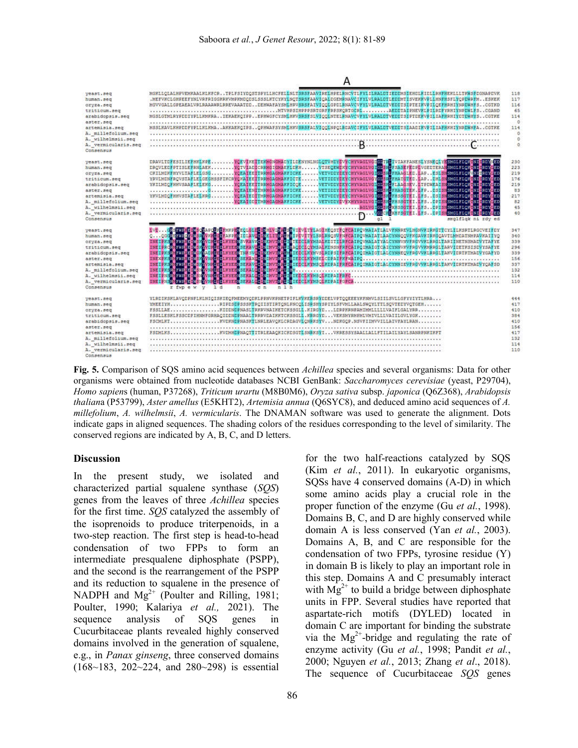Fig. 5. Comparison of SQS amino acid sequences between *Achillea* species and several organisms: Data for other organisms were obtained from nucleotide databases NCBI GenBank: *Saccharomyces cerevisiae* (yeast, P29704), *Homo sapiens* (human, P37268), *Triticum urartu* (M8B0M6), *Oryza sativa* subsp. *japonica* (Q6Z368), *Arabidopsis thaliana* (P53799), *Aster amellus* (E5KHT2), *Artemisia annua* (Q6SYC8), and deduced amino acid sequences of *A. millefolium*, *A. wilhelmsii*, *A. vermicularis*. The DNAMAN software was used to generate the alignment. Dots indicate gaps in aligned sequences. The shading colors of the residues corresponding to the level of similarity. The conserved regions are indicated by A, B, C, and D letters.

## Discussion

In the present study, we isolated and characterized partial squalene synthase (*SQS*) genes from the leaves of three *Achillea* species for the first time. *SQS* catalyzed the assembly of the isoprenoids to produce triterpenoids, in a two-step reaction. The first step is head-to-head condensation of two FPPs to form an intermediate presqualene diphosphate (PSPP), and the second is the rearrangement of the PSPP and its reduction to squalene in the presence of NADPH and $Mg^{2+}$ (Poulter and Rilling, 1981; Poulter, 1990; Kalariya *et al.,* 2021). The sequence analysis of SQS genes in Cucurbitaceae plants revealed highly conserved domains involved in the generation of squalene, e.g., in *Panax ginseng*, three conserved domains (168~183, 202~224, and 280~298) is essential for the two half-reactions catalyzed by SQS (Kim *et al.*, 2011). In eukaryotic organisms, SQSs have 4 conserved domains (A-D) in which some amino acids play a crucial role in the proper function of the enzyme (Gu *et al.*, 1998). Domains B, C, and D are highly conserved while domain A is less conserved (Yan *et al.*, 2003). Domains A, B, and C are responsible for the condensation of two FPPs, tyrosine residue (Y) in domain B is likely to play an important role in this step. Domains A and C presumably interact with $Mg^{2+}$ to build a bridge between diphosphate units in FPP. Several studies have reported that aspartate-rich motifs (DYLED) located in domain C are important for binding the substrate via the $Mg^{2+}$-bridge and regulating the rate of enzyme activity (Gu *et al.*, 1998; Pandit *et al.*, 2000; Nguyen *et al.*, 2013; Zhang *et al.*, 2018). The sequence of Cucurbitaceae *SQS* genes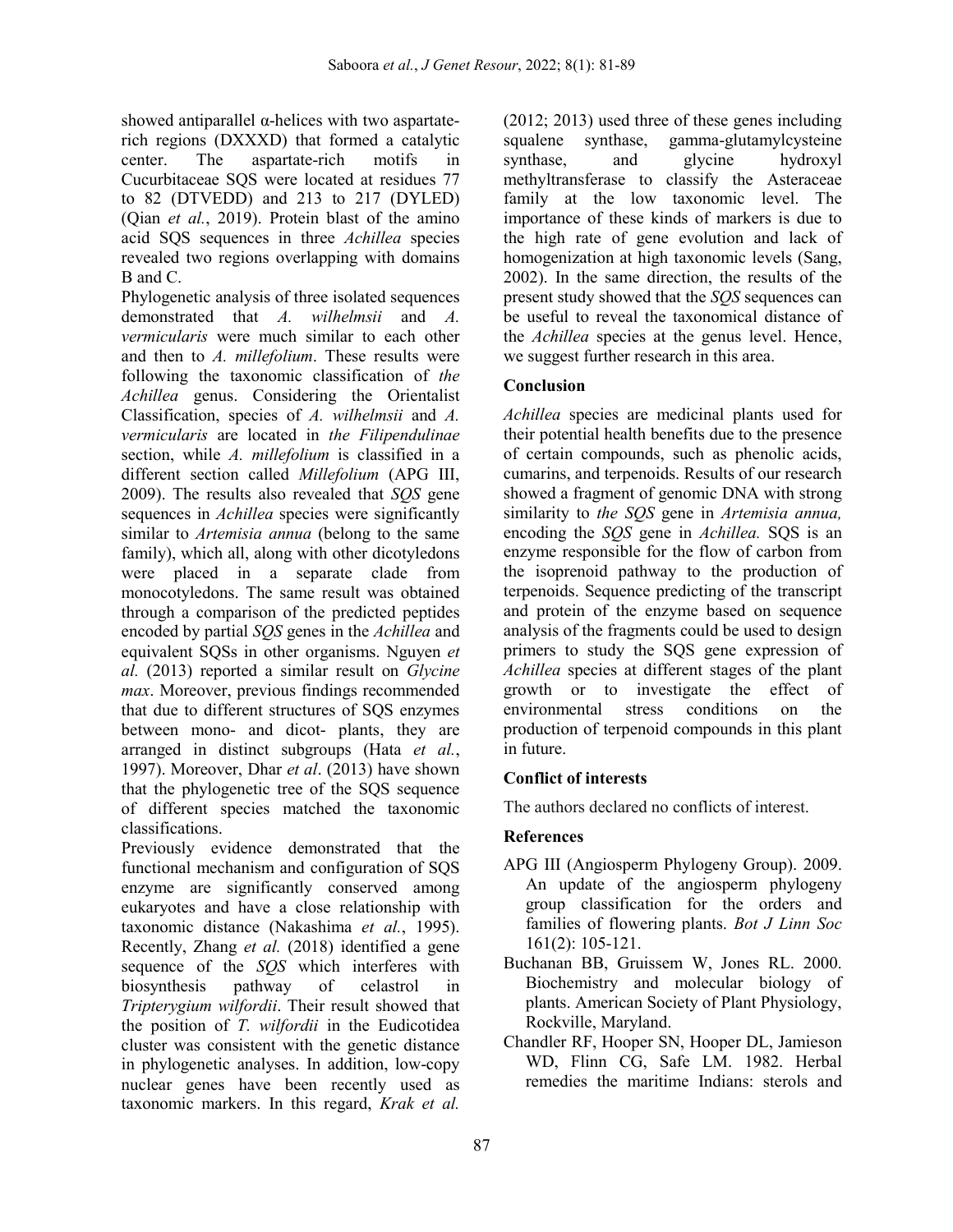showed antiparallel α-helices with two aspartate-rich regions (DXXXD) that formed a catalytic center. The aspartate-rich motifs in Cucurbitaceae SQS were located at residues 77 to 82 (DTVEDD) and 213 to 217 (DYLED) (Qian *et al.*, 2019). Protein blast of the amino acid SQS sequences in three *Achillea* species revealed two regions overlapping with domains B and C.

Phylogenetic analysis of three isolated sequences demonstrated that *A. wilhelmsii* and *A. vermicularis* were much similar to each other and then to *A. millefolium*. These results were following the taxonomic classification of *the Achillea* genus. Considering the Orientalist Classification, species of *A. wilhelmsii* and *A. vermicularis* are located in *the Filipendulinae* section, while *A. millefolium* is classified in a different section called *Millefolium* (APG III, 2009). The results also revealed that *SQS* gene sequences in *Achillea* species were significantly similar to *Artemisia annua* (belong to the same family), which all, along with other dicotyledons were placed in a separate clade from monocotyledons. The same result was obtained through a comparison of the predicted peptides encoded by partial *SQS* genes in the *Achillea* and equivalent SQSs in other organisms. Nguyen *et al.* (2013) reported a similar result on *Glycine max*. Moreover, previous findings recommended that due to different structures of SQS enzymes between mono- and dicot- plants, they are arranged in distinct subgroups (Hata *et al.*, 1997). Moreover, Dhar *et al*. (2013) have shown that the phylogenetic tree of the SQS sequence of different species matched the taxonomic classifications.

Previously evidence demonstrated that the functional mechanism and configuration of SQS enzyme are significantly conserved among eukaryotes and have a close relationship with taxonomic distance (Nakashima *et al.*, 1995). Recently, Zhang *et al.* (2018) identified a gene sequence of the *SQS* which interferes with biosynthesis pathway of celastrol in *Tripterygium wilfordii*. Their result showed that the position of *T. wilfordii* in the Eudicotidea cluster was consistent with the genetic distance in phylogenetic analyses. In addition, low-copy nuclear genes have been recently used as taxonomic markers. In this regard, *Krak et al.* (2012; 2013) used three of these genes including squalene synthase, gamma-glutamylcysteine synthase, and glycine hydroxyl methyltransferase to classify the Asteraceae family at the low taxonomic level. The importance of these kinds of markers is due to the high rate of gene evolution and lack of homogenization at high taxonomic levels (Sang, 2002). In the same direction, the results of the present study showed that the *SQS* sequences can be useful to reveal the taxonomical distance of the *Achillea* species at the genus level. Hence, we suggest further research in this area.

## Conclusion

*Achillea* species are medicinal plants used for their potential health benefits due to the presence of certain compounds, such as phenolic acids, cumarins, and terpenoids. Results of our research showed a fragment of genomic DNA with strong similarity to *the SQS* gene in *Artemisia annua,* encoding the *SQS* gene in *Achillea.* SQS is an enzyme responsible for the flow of carbon from the isoprenoid pathway to the production of terpenoids. Sequence predicting of the transcript and protein of the enzyme based on sequence analysis of the fragments could be used to design primers to study the SQS gene expression of *Achillea* species at different stages of the plant growth or to investigate the effect of environmental stress conditions on the production of terpenoid compounds in this plant in future.

## Conflict of interests

The authors declared no conflicts of interest.

## References

APG III (Angiosperm Phylogeny Group). 2009. An update of the angiosperm phylogeny group classification for the orders and families of flowering plants. *Bot J Linn Soc* 161(2): 105-121.

Buchanan BB, Gruissem W, Jones RL. 2000. Biochemistry and molecular biology of plants. American Society of Plant Physiology, Rockville, Maryland.

Chandler RF, Hooper SN, Hooper DL, Jamieson WD, Flinn CG, Safe LM. 1982. Herbal remedies the maritime Indians: sterols and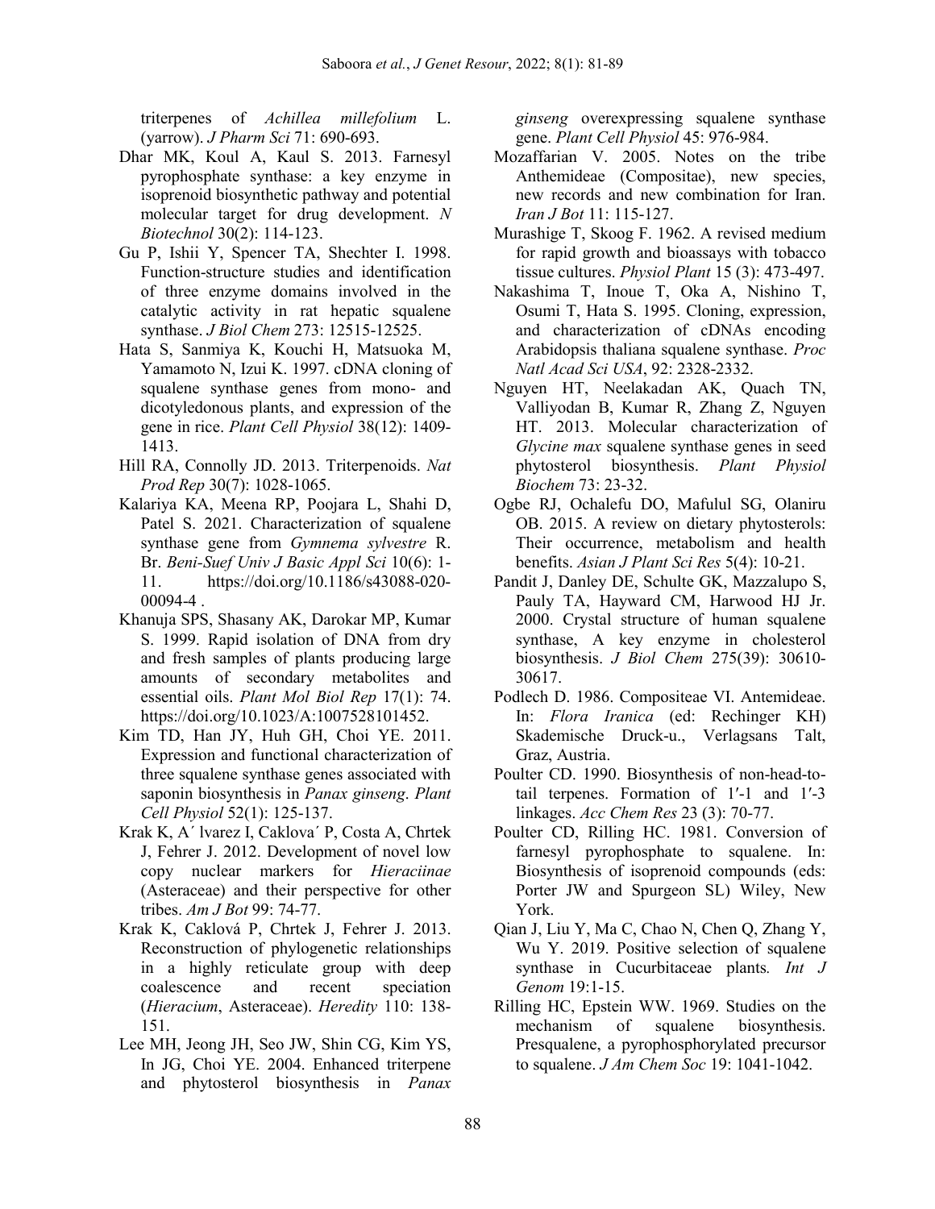triterpenes of *Achillea millefolium* L. (yarrow). *J Pharm Sci* 71: 690-693.

Dhar MK, Koul A, Kaul S. 2013. Farnesyl pyrophosphate synthase: a key enzyme in isoprenoid biosynthetic pathway and potential molecular target for drug development. *N Biotechnol* 30(2): 114-123.

Gu P, Ishii Y, Spencer TA, Shechter I. 1998. Function-structure studies and identification of three enzyme domains involved in the catalytic activity in rat hepatic squalene synthase. *J Biol Chem* 273: 12515-12525.

Hata S, Sanmiya K, Kouchi H, Matsuoka M, Yamamoto N, Izui K. 1997. cDNA cloning of squalene synthase genes from mono- and dicotyledonous plants, and expression of the gene in rice. *Plant Cell Physiol* 38(12): 1409-1413.

Hill RA, Connolly JD. 2013. Triterpenoids. *Nat Prod Rep* 30(7): 1028-1065.

Kalariya KA, Meena RP, Poojara L, Shahi D, Patel S. 2021. Characterization of squalene synthase gene from *Gymnema sylvestre* R. Br. *Beni-Suef Univ J Basic Appl Sci* 10(6): 1-11. https://doi.org/10.1186/s43088-020-00094-4 .

Khanuja SPS, Shasany AK, Darokar MP, Kumar S. 1999. Rapid isolation of DNA from dry and fresh samples of plants producing large amounts of secondary metabolites and essential oils. *Plant Mol Biol Rep* 17(1): 74. https://doi.org/10.1023/A:1007528101452.

Kim TD, Han JY, Huh GH, Choi YE. 2011. Expression and functional characterization of three squalene synthase genes associated with saponin biosynthesis in *Panax ginseng*. *Plant Cell Physiol* 52(1): 125-137.

Krak K, A´ lvarez I, Caklova´ P, Costa A, Chrtek J, Fehrer J. 2012. Development of novel low copy nuclear markers for *Hieraciinae* (Asteraceae) and their perspective for other tribes. *Am J Bot* 99: 74-77.

Krak K, Caklová P, Chrtek J, Fehrer J. 2013. Reconstruction of phylogenetic relationships in a highly reticulate group with deep coalescence and recent speciation (*Hieracium*, Asteraceae). *Heredity* 110: 138-151.

Lee MH, Jeong JH, Seo JW, Shin CG, Kim YS, In JG, Choi YE. 2004. Enhanced triterpene and phytosterol biosynthesis in *Panax ginseng* overexpressing squalene synthase gene. *Plant Cell Physiol* 45: 976-984.

Mozaffarian V. 2005. Notes on the tribe Anthemideae (Compositae), new species, new records and new combination for Iran. *Iran J Bot* 11: 115-127.

Murashige T, Skoog F. 1962. A revised medium for rapid growth and bioassays with tobacco tissue cultures. *Physiol Plant* 15 (3): 473-497.

Nakashima T, Inoue T, Oka A, Nishino T, Osumi T, Hata S. 1995. Cloning, expression, and characterization of cDNAs encoding Arabidopsis thaliana squalene synthase. *Proc Natl Acad Sci USA*, 92: 2328-2332.

Nguyen HT, Neelakadan AK, Quach TN, Valliyodan B, Kumar R, Zhang Z, Nguyen HT. 2013. Molecular characterization of *Glycine max* squalene synthase genes in seed phytosterol biosynthesis. *Plant Physiol Biochem* 73: 23-32.

Ogbe RJ, Ochalefu DO, Mafulul SG, Olaniru OB. 2015. A review on dietary phytosterols: Their occurrence, metabolism and health benefits. *Asian J Plant Sci Res* 5(4): 10-21.

Pandit J, Danley DE, Schulte GK, Mazzalupo S, Pauly TA, Hayward CM, Harwood HJ Jr. 2000. Crystal structure of human squalene synthase, A key enzyme in cholesterol biosynthesis. *J Biol Chem* 275(39): 30610-30617.

Podlech D. 1986. Compositeae VI. Antemideae. In: *Flora Iranica* (ed: Rechinger KH) Skademische Druck-u., Verlagsans Talt, Graz, Austria.

Poulter CD. 1990. Biosynthesis of non-head-to-tail terpenes. Formation of 1′-1 and 1′-3 linkages. *Acc Chem Res* 23 (3): 70-77.

Poulter CD, Rilling HC. 1981. Conversion of farnesyl pyrophosphate to squalene. In: Biosynthesis of isoprenoid compounds (eds: Porter JW and Spurgeon SL) Wiley, New York.

Qian J, Liu Y, Ma C, Chao N, Chen Q, Zhang Y, Wu Y. 2019. Positive selection of squalene synthase in Cucurbitaceae plants. *Int J Genom* 19:1-15.

Rilling HC, Epstein WW. 1969. Studies on the mechanism of squalene biosynthesis. Presqualene, a pyrophosphorylated precursor to squalene. *J Am Chem Soc* 19: 1041-1042.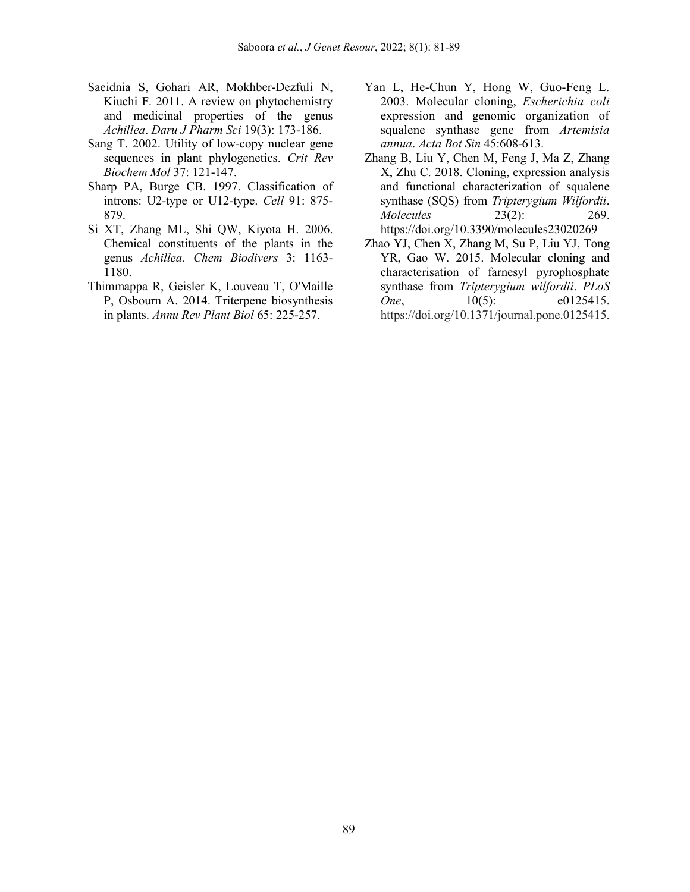Saeidnia S, Gohari AR, Mokhber-Dezfuli N, Kiuchi F. 2011. A review on phytochemistry and medicinal properties of the genus *Achillea*. *Daru J Pharm Sci* 19(3): 173-186.

Sang T. 2002. Utility of low-copy nuclear gene sequences in plant phylogenetics. *Crit Rev Biochem Mol* 37: 121-147.

Sharp PA, Burge CB. 1997. Classification of introns: U2-type or U12-type. *Cell* 91: 875-879.

Si XT, Zhang ML, Shi QW, Kiyota H. 2006. Chemical constituents of the plants in the genus *Achillea. Chem Biodivers* 3: 1163-1180.

Thimmappa R, Geisler K, Louveau T, O'Maille P, Osbourn A. 2014. Triterpene biosynthesis in plants. *Annu Rev Plant Biol* 65: 225-257.

Yan L, He-Chun Y, Hong W, Guo-Feng L. 2003. Molecular cloning, *Escherichia coli* expression and genomic organization of squalene synthase gene from *Artemisia annua*. *Acta Bot Sin* 45:608-613.

Zhang B, Liu Y, Chen M, Feng J, Ma Z, Zhang X, Zhu C. 2018. Cloning, expression analysis and functional characterization of squalene synthase (SQS) from *Tripterygium Wilfordii*. *Molecules* 23(2): 269. https://doi.org/10.3390/molecules23020269

Zhao YJ, Chen X, Zhang M, Su P, Liu YJ, Tong YR, Gao W. 2015. Molecular cloning and characterisation of farnesyl pyrophosphate synthase from *Tripterygium wilfordii*. *PLoS One*, 10(5): e0125415. https://doi.org/10.1371/journal.pone.0125415.